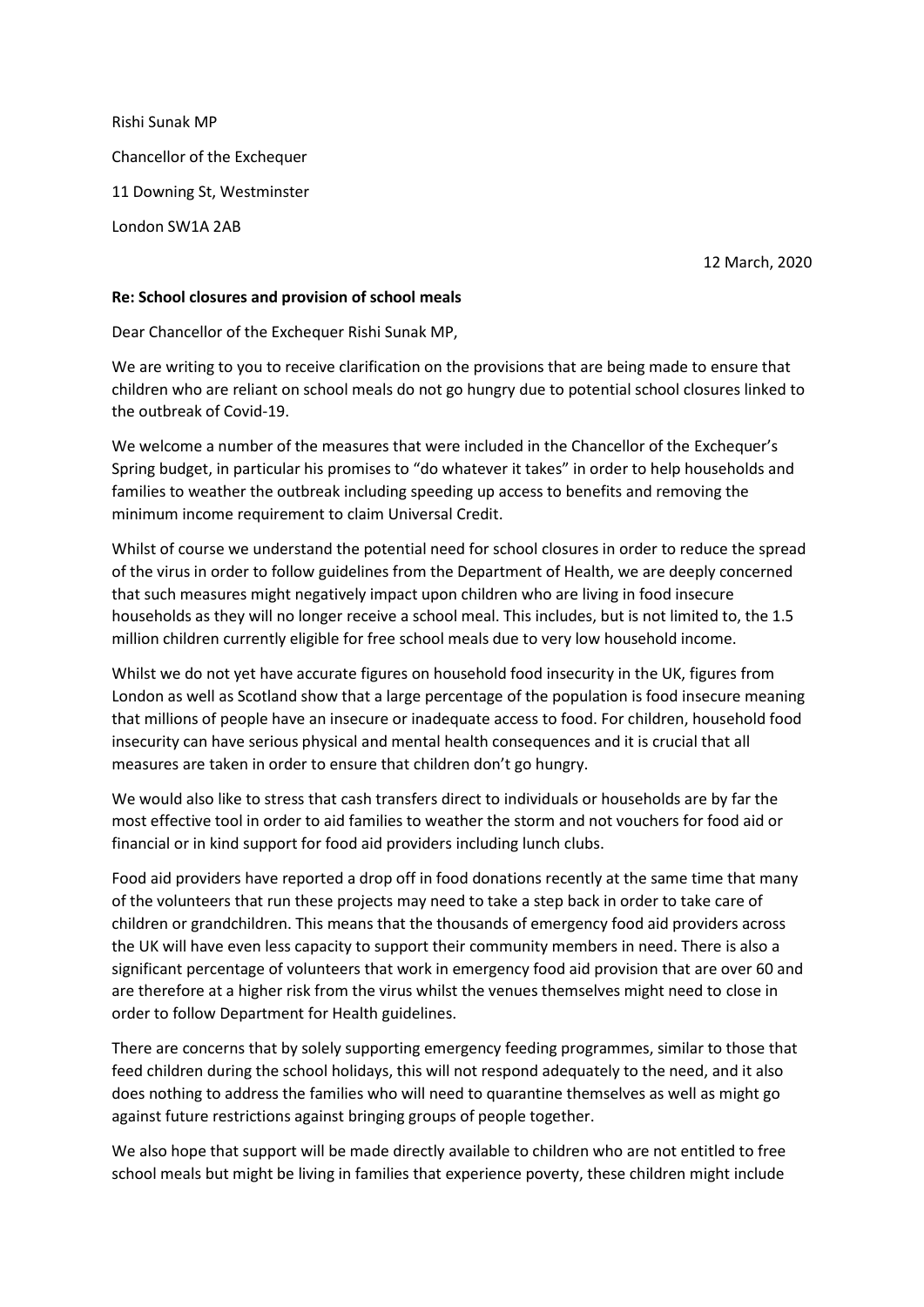Rishi Sunak MP

Chancellor of the Exchequer

11 Downing St, Westminster

London SW1A 2AB

12 March, 2020

**Re: School closures and provision of school meals**

Dear Chancellor of the Exchequer Rishi Sunak MP,

We are writing to you to receive clarification on the provisions that are being made to ensure that children who are reliant on school meals do not go hungry due to potential school closures linked to the outbreak of Covid-19.

We welcome a number of the measures that were included in the Chancellor of the Exchequer's Spring budget, in particular his promises to "do whatever it takes" in order to help households and families to weather the outbreak including speeding up access to benefits and removing the minimum income requirement to claim Universal Credit.

Whilst of course we understand the potential need for school closures in order to reduce the spread of the virus in order to follow guidelines from the Department of Health, we are deeply concerned that such measures might negatively impact upon children who are living in food insecure households as they will no longer receive a school meal. This includes, but is not limited to, the 1.5 million children currently eligible for free school meals due to very low household income.

Whilst we do not yet have accurate figures on household food insecurity in the UK, figures from London as well as Scotland show that a large percentage of the population is food insecure meaning that millions of people have an insecure or inadequate access to food. For children, household food insecurity can have serious physical and mental health consequences and it is crucial that all measures are taken in order to ensure that children don't go hungry.

We would also like to stress that cash transfers direct to individuals or households are by far the most effective tool in order to aid families to weather the storm and not vouchers for food aid or financial or in kind support for food aid providers including lunch clubs.

Food aid providers have reported a drop off in food donations recently at the same time that many of the volunteers that run these projects may need to take a step back in order to take care of children or grandchildren. This means that the thousands of emergency food aid providers across the UK will have even less capacity to support their community members in need. There is also a significant percentage of volunteers that work in emergency food aid provision that are over 60 and are therefore at a higher risk from the virus whilst the venues themselves might need to close in order to follow Department for Health guidelines.

There are concerns that by solely supporting emergency feeding programmes, similar to those that feed children during the school holidays, this will not respond adequately to the need, and it also does nothing to address the families who will need to quarantine themselves as well as might go against future restrictions against bringing groups of people together.

We also hope that support will be made directly available to children who are not entitled to free school meals but might be living in families that experience poverty, these children might include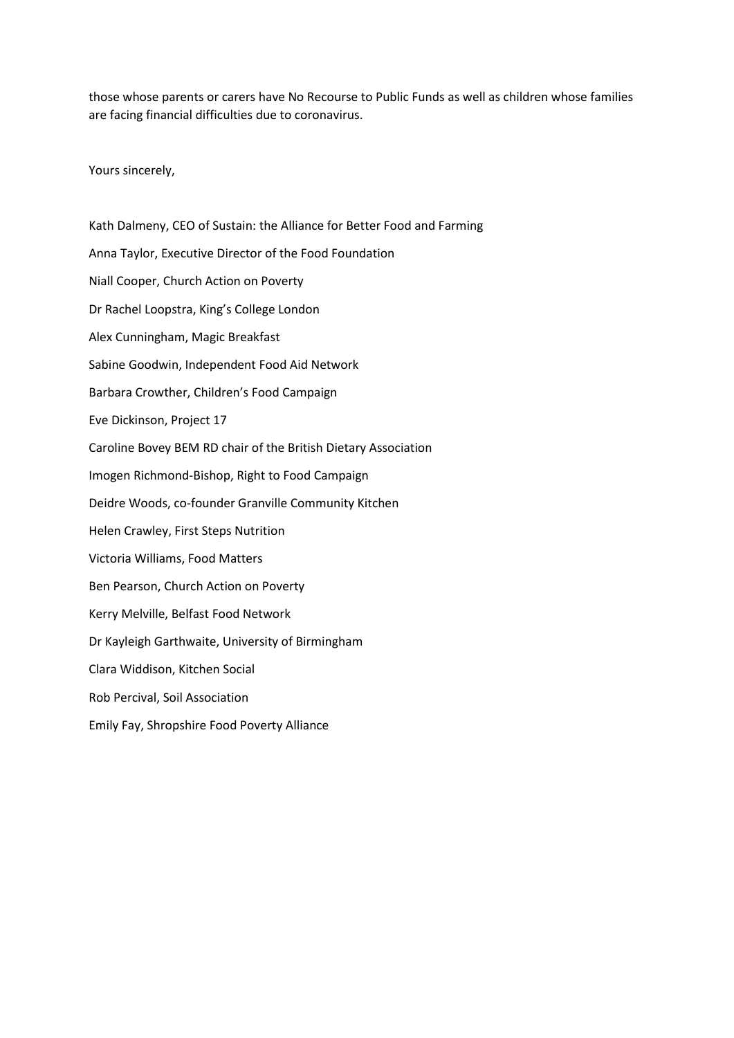those whose parents or carers have No Recourse to Public Funds as well as children whose families are facing financial difficulties due to coronavirus.

Yours sincerely,

Kath Dalmeny, CEO of Sustain: the Alliance for Better Food and Farming

Anna Taylor, Executive Director of the Food Foundation

Niall Cooper, Church Action on Poverty

Dr Rachel Loopstra, King's College London

Alex Cunningham, Magic Breakfast

Sabine Goodwin, Independent Food Aid Network

Barbara Crowther, Children's Food Campaign

Eve Dickinson, Project 17

Caroline Bovey BEM RD chair of the British Dietary Association

Imogen Richmond-Bishop, Right to Food Campaign

Deidre Woods, co-founder Granville Community Kitchen

Helen Crawley, First Steps Nutrition

Victoria Williams, Food Matters

Ben Pearson, Church Action on Poverty

Kerry Melville, Belfast Food Network

Dr Kayleigh Garthwaite, University of Birmingham

Clara Widdison, Kitchen Social

Rob Percival, Soil Association

Emily Fay, Shropshire Food Poverty Alliance